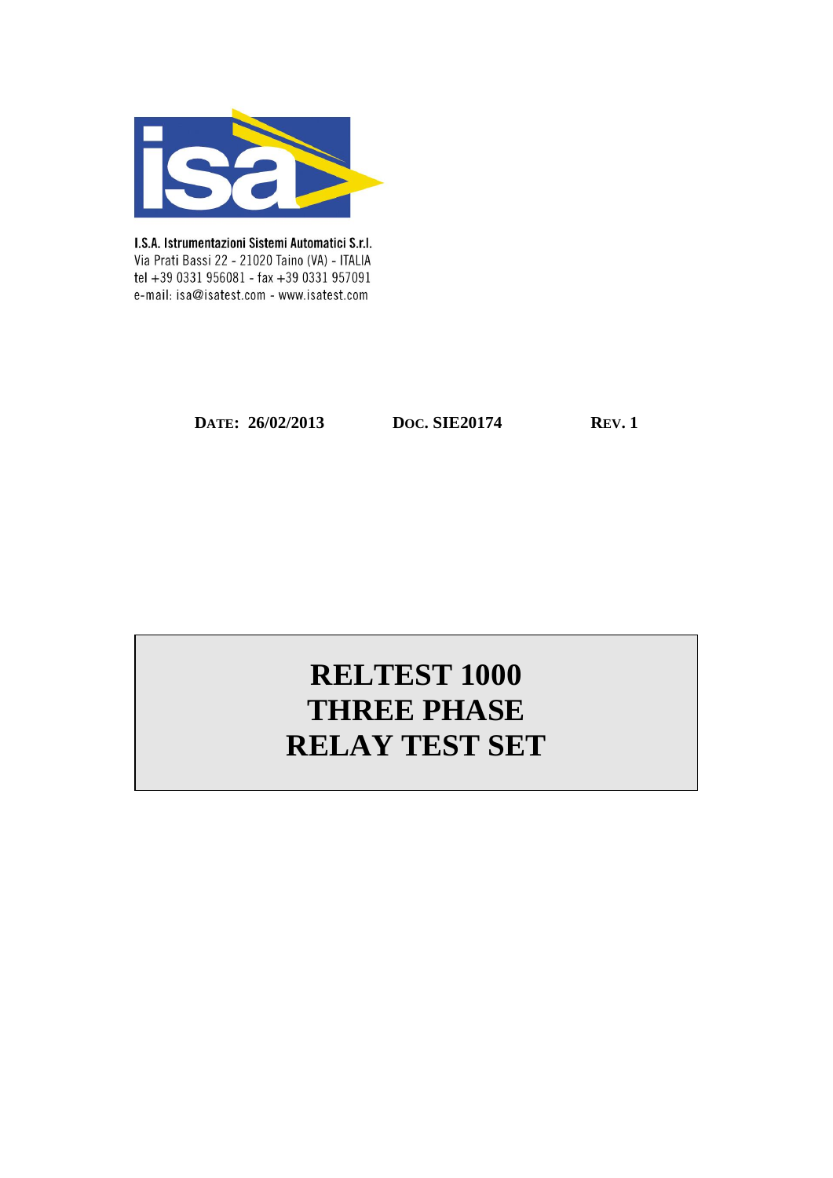I.S.A. Istrumentazioni Sistemi Automatici S.r.l.
Via Prati Bassi 22 - 21020 Taino (VA) - ITALIA
tel +39 0331 956081 - fax +39 0331 957091
e-mail: isa@isatest.com - www.isatest.com

**DATE: 26/02/2013** **DOC. SIE20174** **REV. 1**

# RELTEST 1000
# THREE PHASE
# RELAY TEST SET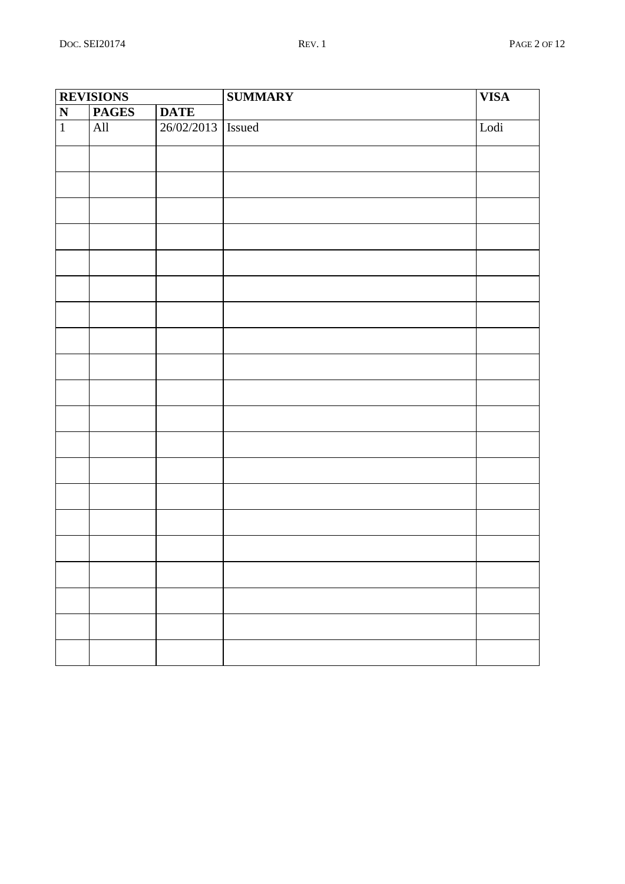| REVISIONS | | | SUMMARY | VISA |
|---|---|---|---|---|
| N | PAGES | DATE | | |
| 1 | All | 26/02/2013 | Issued | Lodi |
| | | | | |
| | | | | |
| | | | | |
| | | | | |
| | | | | |
| | | | | |
| | | | | |
| | | | | |
| | | | | |
| | | | | |
| | | | | |
| | | | | |
| | | | | |
| | | | | |
| | | | | |
| | | | | |
| | | | | |
| | | | | |
| | | | | |
| | | | | |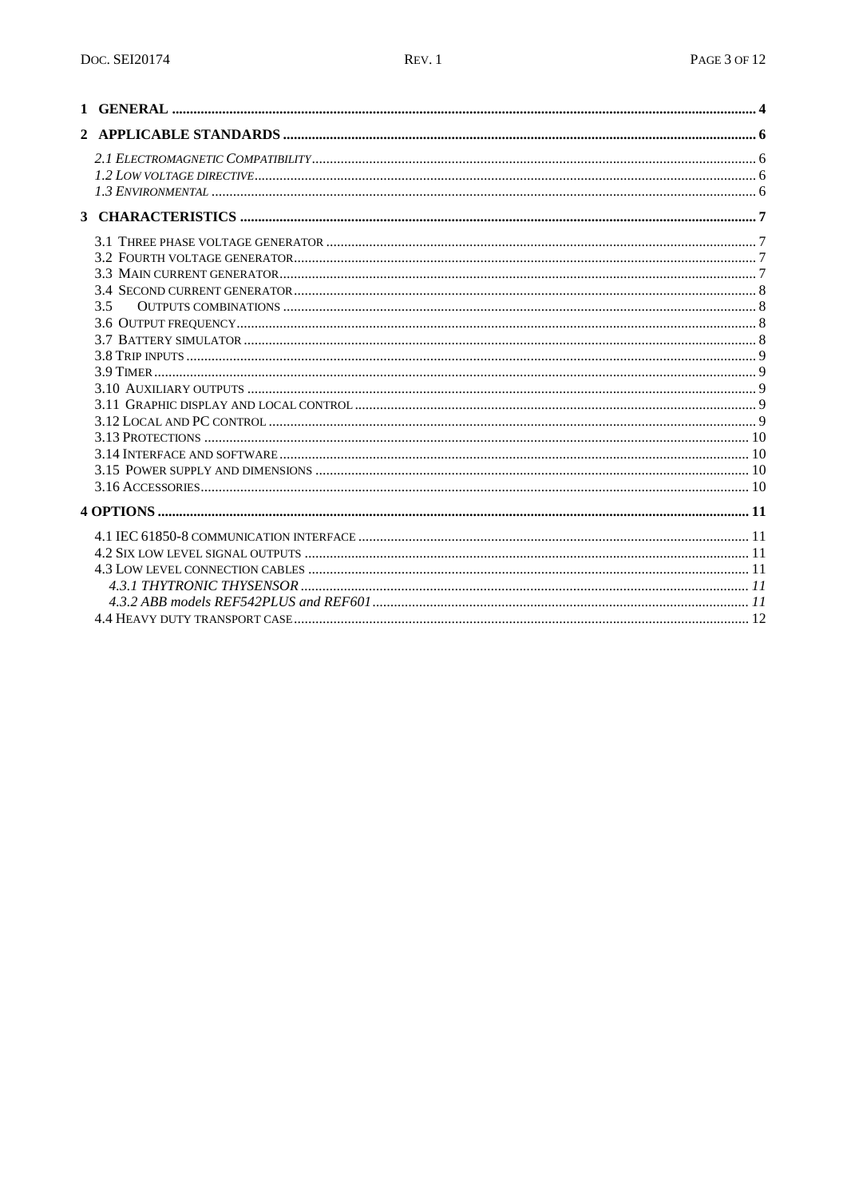**1 GENERAL** ........ 4

**2 APPLICABLE STANDARDS** ........ 6

*2.1 Electromagnetic Compatibility* ........ 6
*1.2 Low voltage directive* ........ 6
*1.3 Environmental* ........ 6

**3 CHARACTERISTICS** ........ 7

3.1 Three phase voltage generator ........ 7
3.2 Fourth voltage generator ........ 7
3.3 Main current generator ........ 7
3.4 Second current generator ........ 8
3.5 Outputs combinations ........ 8
3.6 Output frequency ........ 8
3.7 Battery simulator ........ 8
3.8 Trip inputs ........ 9
3.9 Timer ........ 9
3.10 Auxiliary outputs ........ 9
3.11 Graphic display and local control ........ 9
3.12 Local and PC control ........ 9
3.13 Protections ........ 10
3.14 Interface and software ........ 10
3.15 Power supply and dimensions ........ 10
3.16 Accessories ........ 10

**4 OPTIONS** ........ 11

4.1 IEC 61850-8 communication interface ........ 11
4.2 Six low level signal outputs ........ 11
4.3 Low level connection cables ........ 11
*4.3.1 THYTRONIC THYSENSOR* ........ 11
*4.3.2 ABB models REF542PLUS and REF601* ........ 11
4.4 Heavy duty transport case ........ 12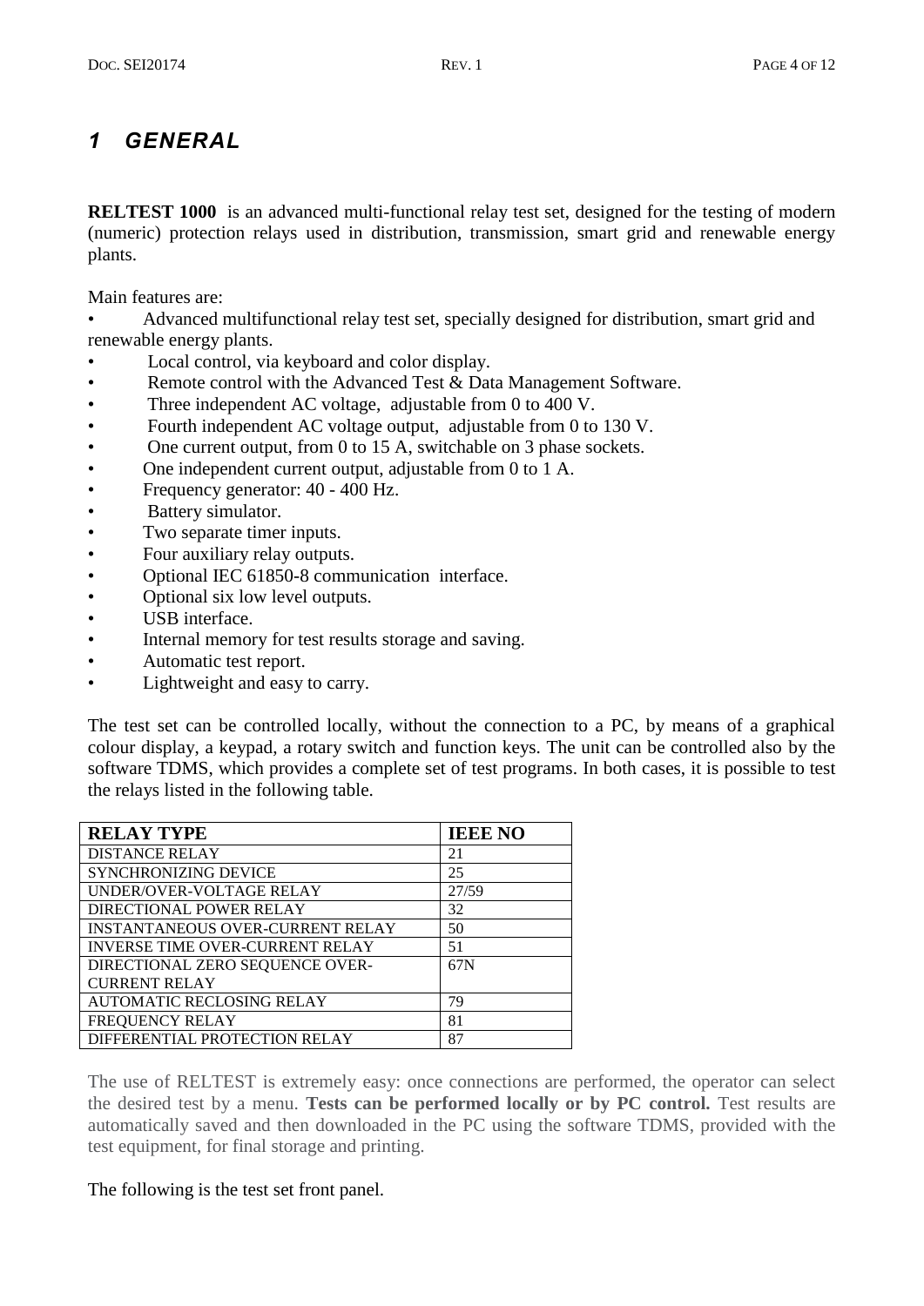# 1 GENERAL

**RELTEST 1000** is an advanced multi-functional relay test set, designed for the testing of modern (numeric) protection relays used in distribution, transmission, smart grid and renewable energy plants.

Main features are:

- Advanced multifunctional relay test set, specially designed for distribution, smart grid and renewable energy plants.
- Local control, via keyboard and color display.
- Remote control with the Advanced Test & Data Management Software.
- Three independent AC voltage, adjustable from 0 to 400 V.
- Fourth independent AC voltage output, adjustable from 0 to 130 V.
- One current output, from 0 to 15 A, switchable on 3 phase sockets.
- One independent current output, adjustable from 0 to 1 A.
- Frequency generator: 40 - 400 Hz.
- Battery simulator.
- Two separate timer inputs.
- Four auxiliary relay outputs.
- Optional IEC 61850-8 communication interface.
- Optional six low level outputs.
- USB interface.
- Internal memory for test results storage and saving.
- Automatic test report.
- Lightweight and easy to carry.

The test set can be controlled locally, without the connection to a PC, by means of a graphical colour display, a keypad, a rotary switch and function keys. The unit can be controlled also by the software TDMS, which provides a complete set of test programs. In both cases, it is possible to test the relays listed in the following table.

| RELAY TYPE | IEEE NO |
|---|---|
| DISTANCE RELAY | 21 |
| SYNCHRONIZING DEVICE | 25 |
| UNDER/OVER-VOLTAGE RELAY | 27/59 |
| DIRECTIONAL POWER RELAY | 32 |
| INSTANTANEOUS OVER-CURRENT RELAY | 50 |
| INVERSE TIME OVER-CURRENT RELAY | 51 |
| DIRECTIONAL ZERO SEQUENCE OVER-CURRENT RELAY | 67N |
| AUTOMATIC RECLOSING RELAY | 79 |
| FREQUENCY RELAY | 81 |
| DIFFERENTIAL PROTECTION RELAY | 87 |

The use of RELTEST is extremely easy: once connections are performed, the operator can select the desired test by a menu. **Tests can be performed locally or by PC control.** Test results are automatically saved and then downloaded in the PC using the software TDMS, provided with the test equipment, for final storage and printing.

The following is the test set front panel.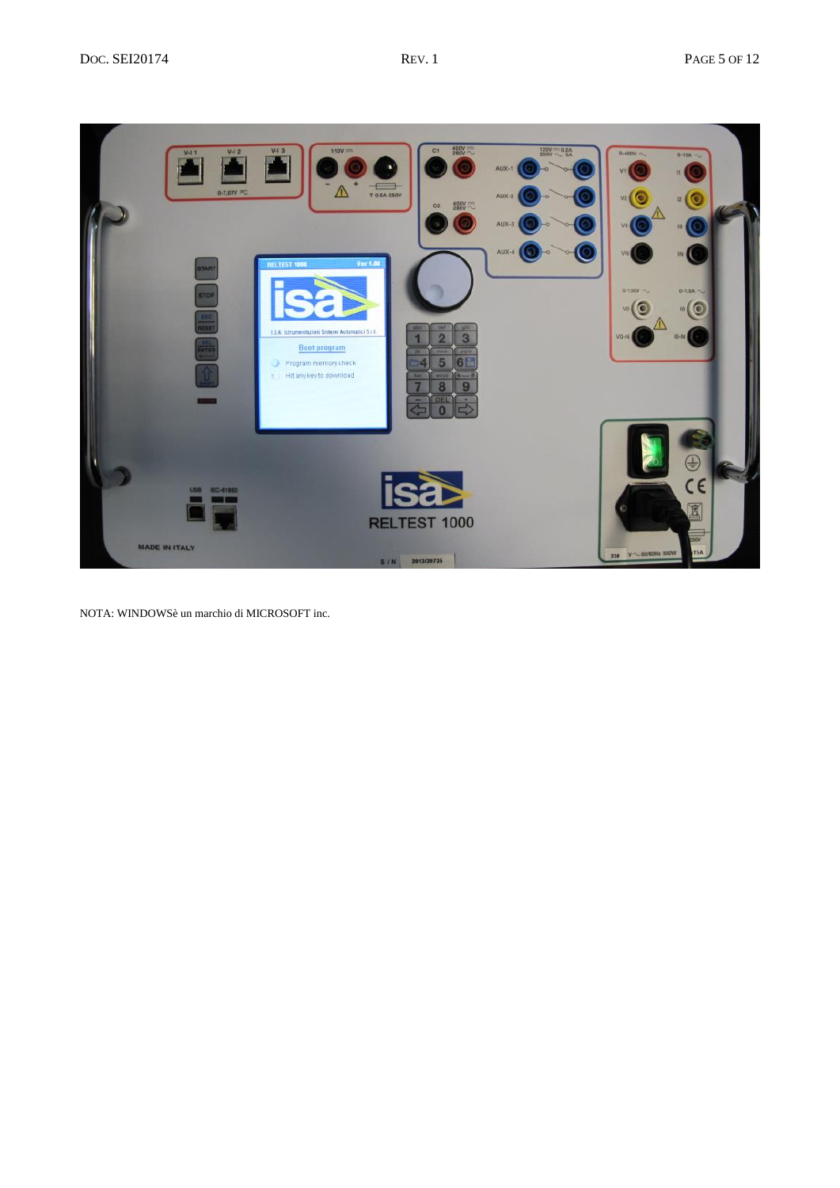NOTA: WINDOWSè un marchio di MICROSOFT inc.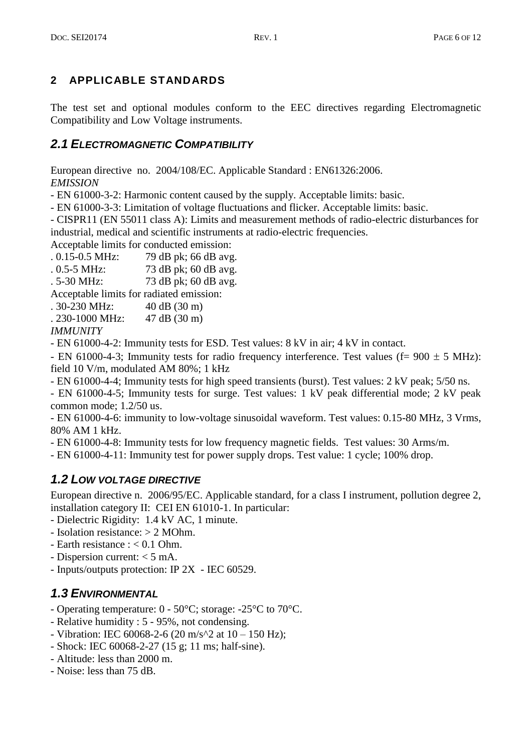## 2 APPLICABLE STANDARDS

The test set and optional modules conform to the EEC directives regarding Electromagnetic Compatibility and Low Voltage instruments.

### *2.1 ELECTROMAGNETIC COMPATIBILITY*

European directive no. 2004/108/EC. Applicable Standard : EN61326:2006.
*EMISSION*

- EN 61000-3-2: Harmonic content caused by the supply. Acceptable limits: basic.
- EN 61000-3-3: Limitation of voltage fluctuations and flicker. Acceptable limits: basic.
- CISPR11 (EN 55011 class A): Limits and measurement methods of radio-electric disturbances for industrial, medical and scientific instruments at radio-electric frequencies.

Acceptable limits for conducted emission:

. 0.15-0.5 MHz: 79 dB pk; 66 dB avg.
. 0.5-5 MHz: 73 dB pk; 60 dB avg.
. 5-30 MHz: 73 dB pk; 60 dB avg.

Acceptable limits for radiated emission:

. 30-230 MHz: 40 dB (30 m)
. 230-1000 MHz: 47 dB (30 m)

*IMMUNITY*

- EN 61000-4-2: Immunity tests for ESD. Test values: 8 kV in air; 4 kV in contact.
- EN 61000-4-3; Immunity tests for radio frequency interference. Test values (f= 900 ± 5 MHz): field 10 V/m, modulated AM 80%; 1 kHz
- EN 61000-4-4; Immunity tests for high speed transients (burst). Test values: 2 kV peak; 5/50 ns.
- EN 61000-4-5; Immunity tests for surge. Test values: 1 kV peak differential mode; 2 kV peak common mode; 1.2/50 us.
- EN 61000-4-6: immunity to low-voltage sinusoidal waveform. Test values: 0.15-80 MHz, 3 Vrms, 80% AM 1 kHz.
- EN 61000-4-8: Immunity tests for low frequency magnetic fields. Test values: 30 Arms/m.
- EN 61000-4-11: Immunity test for power supply drops. Test value: 1 cycle; 100% drop.

### *1.2 LOW VOLTAGE DIRECTIVE*

European directive n. 2006/95/EC. Applicable standard, for a class I instrument, pollution degree 2, installation category II: CEI EN 61010-1. In particular:

- Dielectric Rigidity: 1.4 kV AC, 1 minute.
- Isolation resistance: > 2 MOhm.
- Earth resistance : < 0.1 Ohm.
- Dispersion current: < 5 mA.
- Inputs/outputs protection: IP 2X - IEC 60529.

### *1.3 ENVIRONMENTAL*

- Operating temperature: 0 - 50°C; storage: -25°C to 70°C.
- Relative humidity : 5 - 95%, not condensing.
- Vibration: IEC 60068-2-6 (20 m/s^2 at 10 – 150 Hz);
- Shock: IEC 60068-2-27 (15 g; 11 ms; half-sine).
- Altitude: less than 2000 m.
- Noise: less than 75 dB.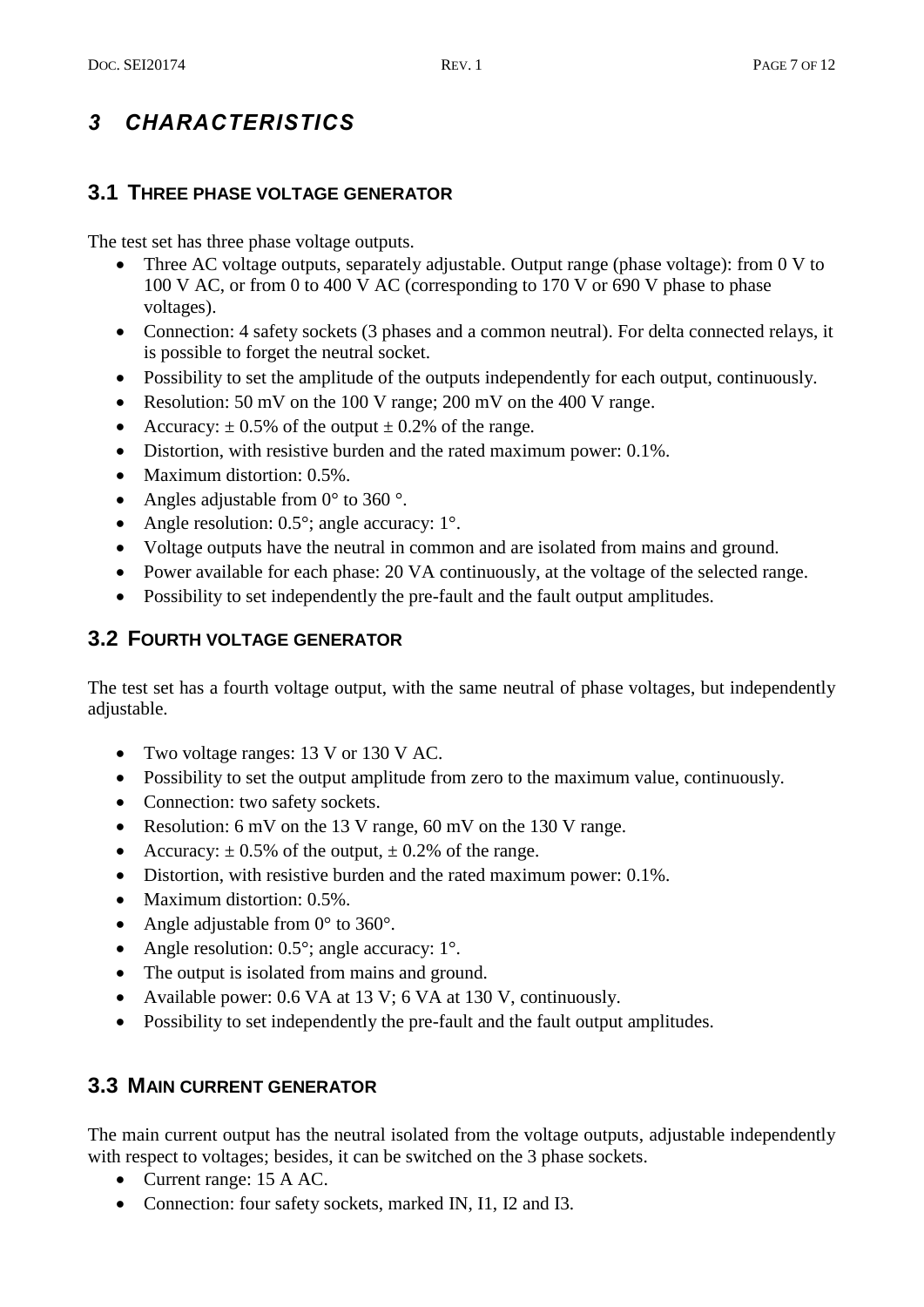# *3 CHARACTERISTICS*

## 3.1 THREE PHASE VOLTAGE GENERATOR

The test set has three phase voltage outputs.

- Three AC voltage outputs, separately adjustable. Output range (phase voltage): from 0 V to 100 V AC, or from 0 to 400 V AC (corresponding to 170 V or 690 V phase to phase voltages).
- Connection: 4 safety sockets (3 phases and a common neutral). For delta connected relays, it is possible to forget the neutral socket.
- Possibility to set the amplitude of the outputs independently for each output, continuously.
- Resolution: 50 mV on the 100 V range; 200 mV on the 400 V range.
- Accuracy: ± 0.5% of the output ± 0.2% of the range.
- Distortion, with resistive burden and the rated maximum power: 0.1%.
- Maximum distortion: 0.5%.
- Angles adjustable from 0° to 360 °.
- Angle resolution: 0.5°; angle accuracy: 1°.
- Voltage outputs have the neutral in common and are isolated from mains and ground.
- Power available for each phase: 20 VA continuously, at the voltage of the selected range.
- Possibility to set independently the pre-fault and the fault output amplitudes.

## 3.2 FOURTH VOLTAGE GENERATOR

The test set has a fourth voltage output, with the same neutral of phase voltages, but independently adjustable.

- Two voltage ranges: 13 V or 130 V AC.
- Possibility to set the output amplitude from zero to the maximum value, continuously.
- Connection: two safety sockets.
- Resolution: 6 mV on the 13 V range, 60 mV on the 130 V range.
- Accuracy: ± 0.5% of the output, ± 0.2% of the range.
- Distortion, with resistive burden and the rated maximum power: 0.1%.
- Maximum distortion: 0.5%.
- Angle adjustable from 0° to 360°.
- Angle resolution: 0.5°; angle accuracy: 1°.
- The output is isolated from mains and ground.
- Available power: 0.6 VA at 13 V; 6 VA at 130 V, continuously.
- Possibility to set independently the pre-fault and the fault output amplitudes.

## 3.3 MAIN CURRENT GENERATOR

The main current output has the neutral isolated from the voltage outputs, adjustable independently with respect to voltages; besides, it can be switched on the 3 phase sockets.

- Current range: 15 A AC.
- Connection: four safety sockets, marked IN, I1, I2 and I3.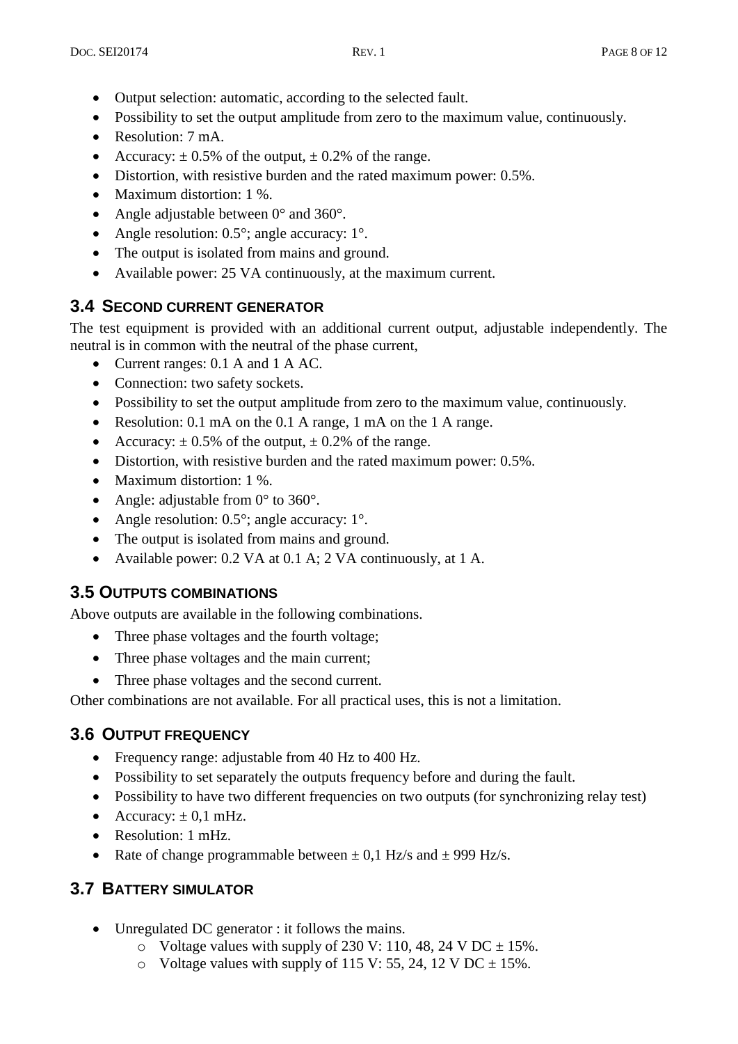- Output selection: automatic, according to the selected fault.
- Possibility to set the output amplitude from zero to the maximum value, continuously.
- Resolution: 7 mA.
- Accuracy: ± 0.5% of the output, ± 0.2% of the range.
- Distortion, with resistive burden and the rated maximum power: 0.5%.
- Maximum distortion: 1 %.
- Angle adjustable between 0° and 360°.
- Angle resolution: 0.5°; angle accuracy: 1°.
- The output is isolated from mains and ground.
- Available power: 25 VA continuously, at the maximum current.

## 3.4 SECOND CURRENT GENERATOR

The test equipment is provided with an additional current output, adjustable independently. The neutral is in common with the neutral of the phase current,

- Current ranges: 0.1 A and 1 A AC.
- Connection: two safety sockets.
- Possibility to set the output amplitude from zero to the maximum value, continuously.
- Resolution: 0.1 mA on the 0.1 A range, 1 mA on the 1 A range.
- Accuracy: ± 0.5% of the output, ± 0.2% of the range.
- Distortion, with resistive burden and the rated maximum power: 0.5%.
- Maximum distortion: 1 %.
- Angle: adjustable from 0° to 360°.
- Angle resolution: 0.5°; angle accuracy: 1°.
- The output is isolated from mains and ground.
- Available power: 0.2 VA at 0.1 A; 2 VA continuously, at 1 A.

## 3.5 OUTPUTS COMBINATIONS

Above outputs are available in the following combinations.

- Three phase voltages and the fourth voltage;
- Three phase voltages and the main current;
- Three phase voltages and the second current.

Other combinations are not available. For all practical uses, this is not a limitation.

## 3.6 OUTPUT FREQUENCY

- Frequency range: adjustable from 40 Hz to 400 Hz.
- Possibility to set separately the outputs frequency before and during the fault.
- Possibility to have two different frequencies on two outputs (for synchronizing relay test)
- Accuracy: ± 0,1 mHz.
- Resolution: 1 mHz.
- Rate of change programmable between ± 0,1 Hz/s and ± 999 Hz/s.

## 3.7 BATTERY SIMULATOR

- Unregulated DC generator : it follows the mains.
  - Voltage values with supply of 230 V: 110, 48, 24 V DC ± 15%.
  - Voltage values with supply of 115 V: 55, 24, 12 V DC ± 15%.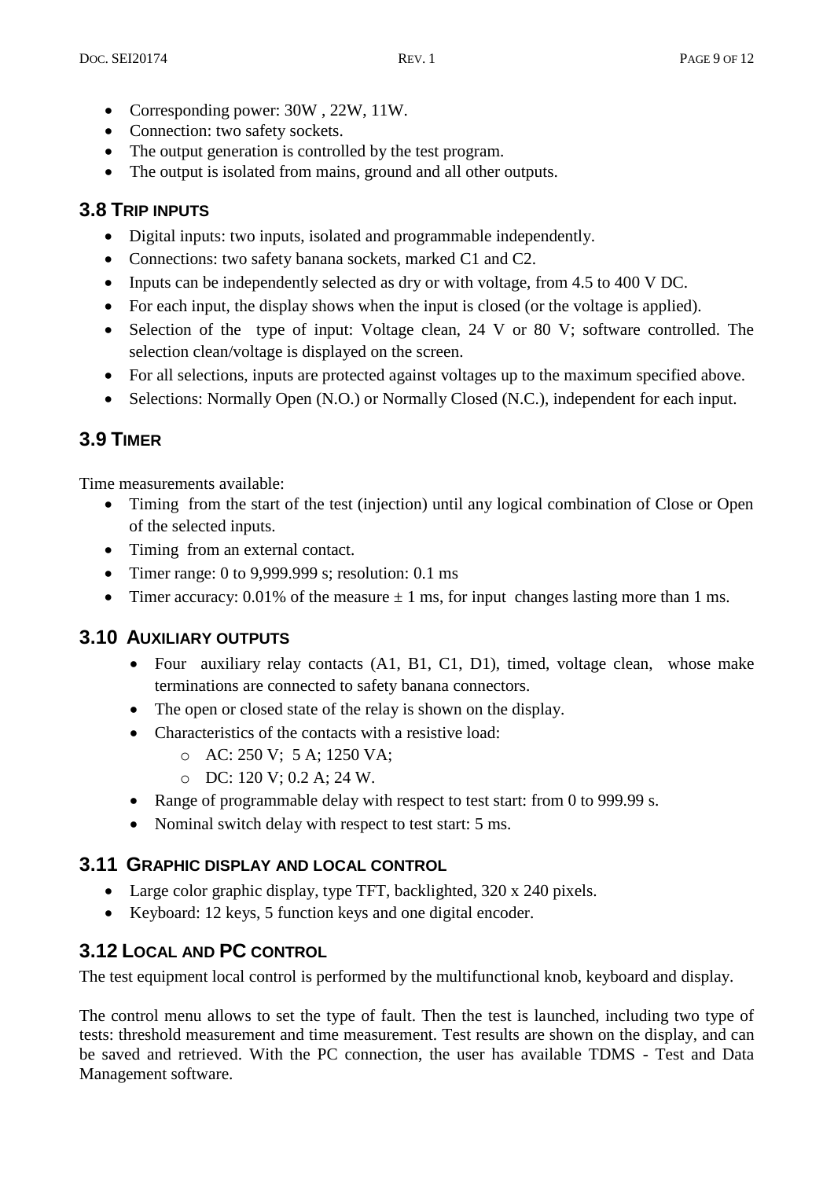- Corresponding power: 30W , 22W, 11W.
- Connection: two safety sockets.
- The output generation is controlled by the test program.
- The output is isolated from mains, ground and all other outputs.

## 3.8 TRIP INPUTS

- Digital inputs: two inputs, isolated and programmable independently.
- Connections: two safety banana sockets, marked C1 and C2.
- Inputs can be independently selected as dry or with voltage, from 4.5 to 400 V DC.
- For each input, the display shows when the input is closed (or the voltage is applied).
- Selection of the type of input: Voltage clean, 24 V or 80 V; software controlled. The selection clean/voltage is displayed on the screen.
- For all selections, inputs are protected against voltages up to the maximum specified above.
- Selections: Normally Open (N.O.) or Normally Closed (N.C.), independent for each input.

## 3.9 TIMER

Time measurements available:

- Timing from the start of the test (injection) until any logical combination of Close or Open of the selected inputs.
- Timing from an external contact.
- Timer range: 0 to 9,999.999 s; resolution: 0.1 ms
- Timer accuracy: 0.01% of the measure ± 1 ms, for input changes lasting more than 1 ms.

## 3.10 AUXILIARY OUTPUTS

- Four auxiliary relay contacts (A1, B1, C1, D1), timed, voltage clean, whose make terminations are connected to safety banana connectors.
- The open or closed state of the relay is shown on the display.
- Characteristics of the contacts with a resistive load:
  - AC: 250 V; 5 A; 1250 VA;
  - DC: 120 V; 0.2 A; 24 W.
- Range of programmable delay with respect to test start: from 0 to 999.99 s.
- Nominal switch delay with respect to test start: 5 ms.

## 3.11 GRAPHIC DISPLAY AND LOCAL CONTROL

- Large color graphic display, type TFT, backlighted, 320 x 240 pixels.
- Keyboard: 12 keys, 5 function keys and one digital encoder.

## 3.12 LOCAL AND PC CONTROL

The test equipment local control is performed by the multifunctional knob, keyboard and display.

The control menu allows to set the type of fault. Then the test is launched, including two type of tests: threshold measurement and time measurement. Test results are shown on the display, and can be saved and retrieved. With the PC connection, the user has available TDMS - Test and Data Management software.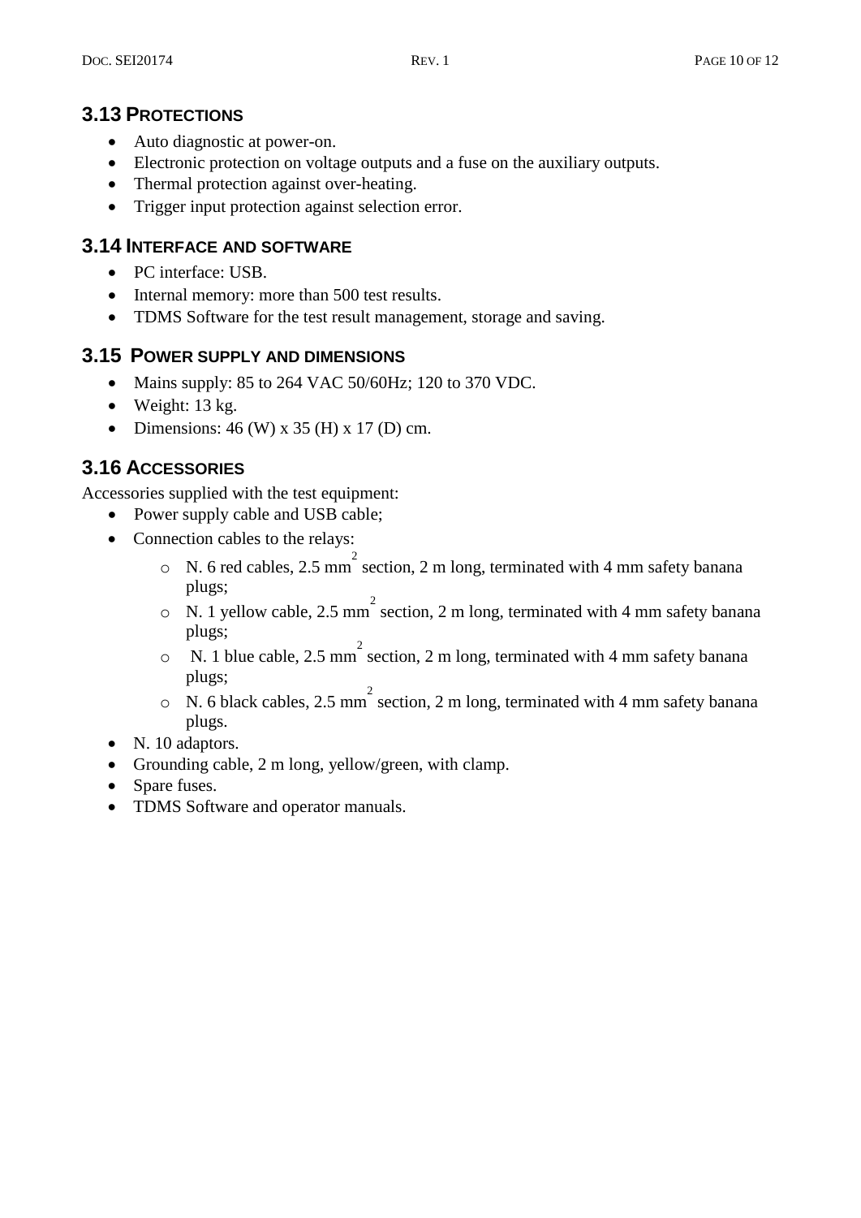### 3.13 PROTECTIONS

- Auto diagnostic at power-on.
- Electronic protection on voltage outputs and a fuse on the auxiliary outputs.
- Thermal protection against over-heating.
- Trigger input protection against selection error.

### 3.14 INTERFACE AND SOFTWARE

- PC interface: USB.
- Internal memory: more than 500 test results.
- TDMS Software for the test result management, storage and saving.

### 3.15 POWER SUPPLY AND DIMENSIONS

- Mains supply: 85 to 264 VAC 50/60Hz; 120 to 370 VDC.
- Weight: 13 kg.
- Dimensions: 46 (W) x 35 (H) x 17 (D) cm.

### 3.16 ACCESSORIES

Accessories supplied with the test equipment:

- Power supply cable and USB cable;
- Connection cables to the relays:
  - N. 6 red cables, 2.5 $mm^2$ section, 2 m long, terminated with 4 mm safety banana plugs;
  - N. 1 yellow cable, 2.5 $mm^2$ section, 2 m long, terminated with 4 mm safety banana plugs;
  - N. 1 blue cable, 2.5 $mm^2$ section, 2 m long, terminated with 4 mm safety banana plugs;
  - N. 6 black cables, 2.5 $mm^2$ section, 2 m long, terminated with 4 mm safety banana plugs.
- N. 10 adaptors.
- Grounding cable, 2 m long, yellow/green, with clamp.
- Spare fuses.
- TDMS Software and operator manuals.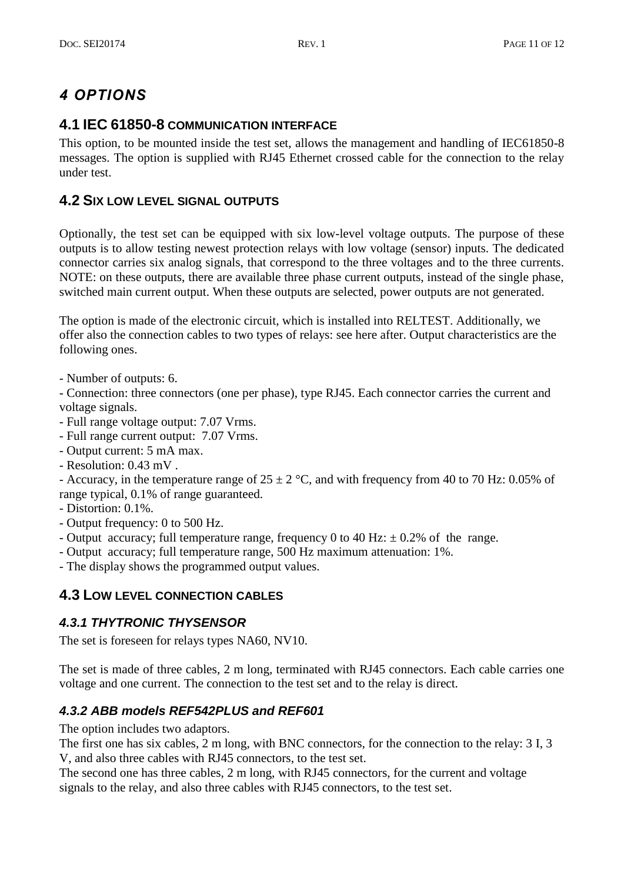# 4 OPTIONS

## 4.1 IEC 61850-8 COMMUNICATION INTERFACE

This option, to be mounted inside the test set, allows the management and handling of IEC61850-8 messages. The option is supplied with RJ45 Ethernet crossed cable for the connection to the relay under test.

## 4.2 SIX LOW LEVEL SIGNAL OUTPUTS

Optionally, the test set can be equipped with six low-level voltage outputs. The purpose of these outputs is to allow testing newest protection relays with low voltage (sensor) inputs. The dedicated connector carries six analog signals, that correspond to the three voltages and to the three currents. NOTE: on these outputs, there are available three phase current outputs, instead of the single phase, switched main current output. When these outputs are selected, power outputs are not generated.

The option is made of the electronic circuit, which is installed into RELTEST. Additionally, we offer also the connection cables to two types of relays: see here after. Output characteristics are the following ones.

- Number of outputs: 6.
- Connection: three connectors (one per phase), type RJ45. Each connector carries the current and voltage signals.
- Full range voltage output: 7.07 Vrms.
- Full range current output: 7.07 Vrms.
- Output current: 5 mA max.
- Resolution: 0.43 mV .
- Accuracy, in the temperature range of 25 ± 2 °C, and with frequency from 40 to 70 Hz: 0.05% of range typical, 0.1% of range guaranteed.
- Distortion: 0.1%.
- Output frequency: 0 to 500 Hz.
- Output accuracy; full temperature range, frequency 0 to 40 Hz: ± 0.2% of the range.
- Output accuracy; full temperature range, 500 Hz maximum attenuation: 1%.
- The display shows the programmed output values.

## 4.3 LOW LEVEL CONNECTION CABLES

### *4.3.1 THYTRONIC THYSENSOR*

The set is foreseen for relays types NA60, NV10.

The set is made of three cables, 2 m long, terminated with RJ45 connectors. Each cable carries one voltage and one current. The connection to the test set and to the relay is direct.

### *4.3.2 ABB models REF542PLUS and REF601*

The option includes two adaptors.

The first one has six cables, 2 m long, with BNC connectors, for the connection to the relay: 3 I, 3 V, and also three cables with RJ45 connectors, to the test set.

The second one has three cables, 2 m long, with RJ45 connectors, for the current and voltage signals to the relay, and also three cables with RJ45 connectors, to the test set.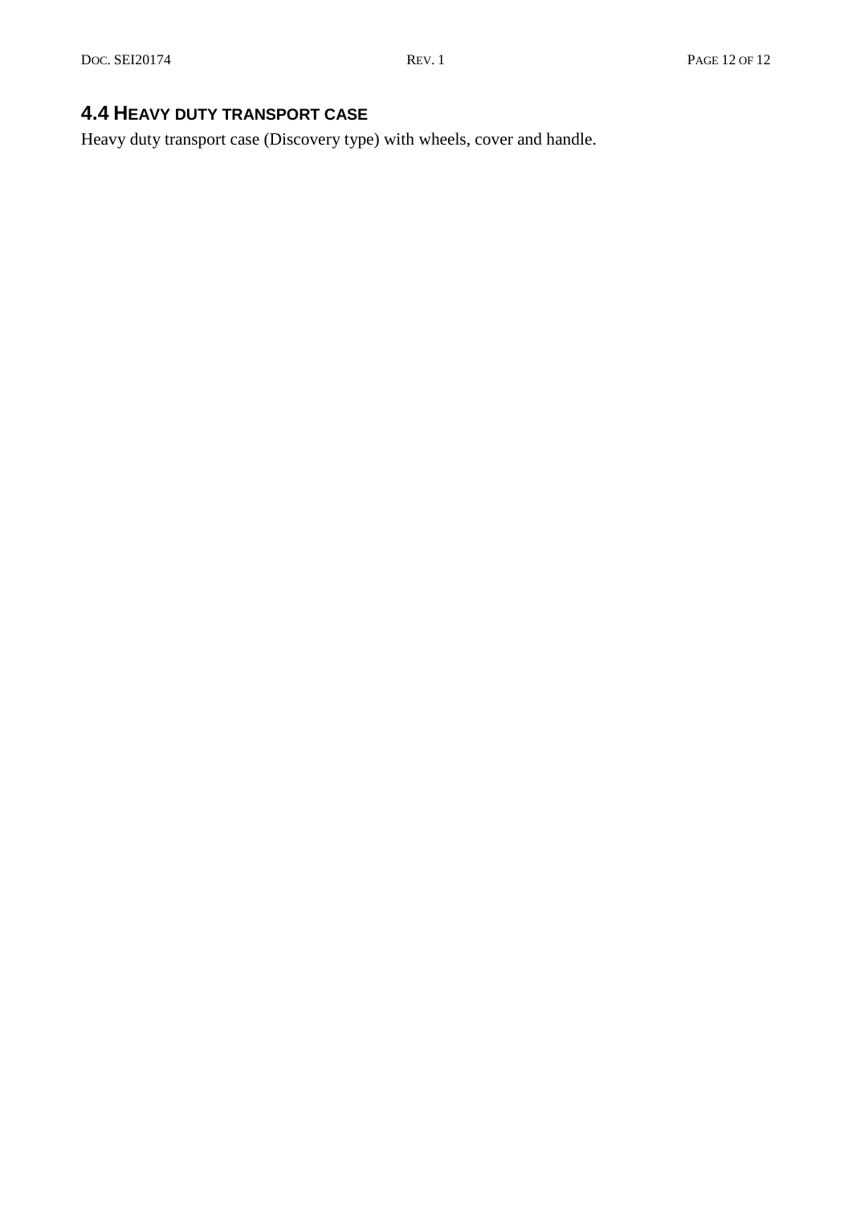## 4.4 HEAVY DUTY TRANSPORT CASE

Heavy duty transport case (Discovery type) with wheels, cover and handle.